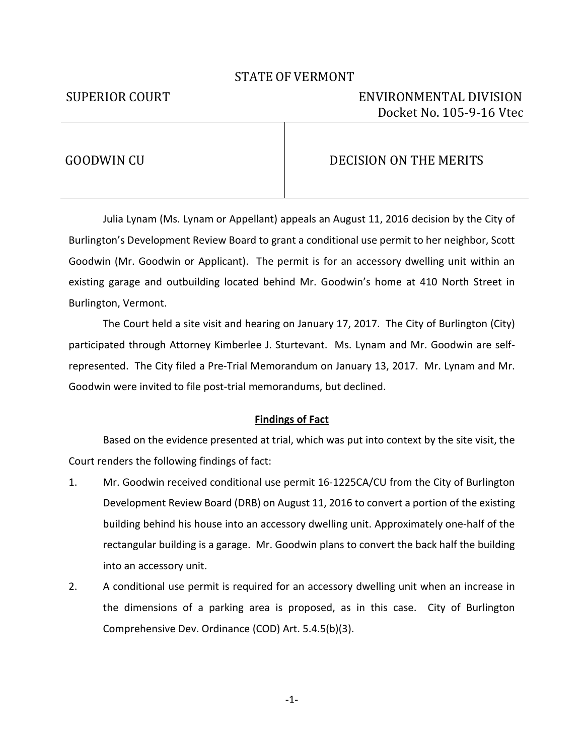STATE OF VERMONT

SUPERIOR COURT | ENVIRONMENTAL DIVISION
Docket No. 105-9-16 Vtec

GOODWIN CU | DECISION ON THE MERITS

Julia Lynam (Ms. Lynam or Appellant) appeals an August 11, 2016 decision by the City of Burlington's Development Review Board to grant a conditional use permit to her neighbor, Scott Goodwin (Mr. Goodwin or Applicant). The permit is for an accessory dwelling unit within an existing garage and outbuilding located behind Mr. Goodwin's home at 410 North Street in Burlington, Vermont.

The Court held a site visit and hearing on January 17, 2017. The City of Burlington (City) participated through Attorney Kimberlee J. Sturtevant. Ms. Lynam and Mr. Goodwin are self-represented. The City filed a Pre-Trial Memorandum on January 13, 2017. Mr. Lynam and Mr. Goodwin were invited to file post-trial memorandums, but declined.

**Findings of Fact**

Based on the evidence presented at trial, which was put into context by the site visit, the Court renders the following findings of fact:

1. Mr. Goodwin received conditional use permit 16-1225CA/CU from the City of Burlington Development Review Board (DRB) on August 11, 2016 to convert a portion of the existing building behind his house into an accessory dwelling unit. Approximately one-half of the rectangular building is a garage. Mr. Goodwin plans to convert the back half the building into an accessory unit.
2. A conditional use permit is required for an accessory dwelling unit when an increase in the dimensions of a parking area is proposed, as in this case. City of Burlington Comprehensive Dev. Ordinance (COD) Art. 5.4.5(b)(3).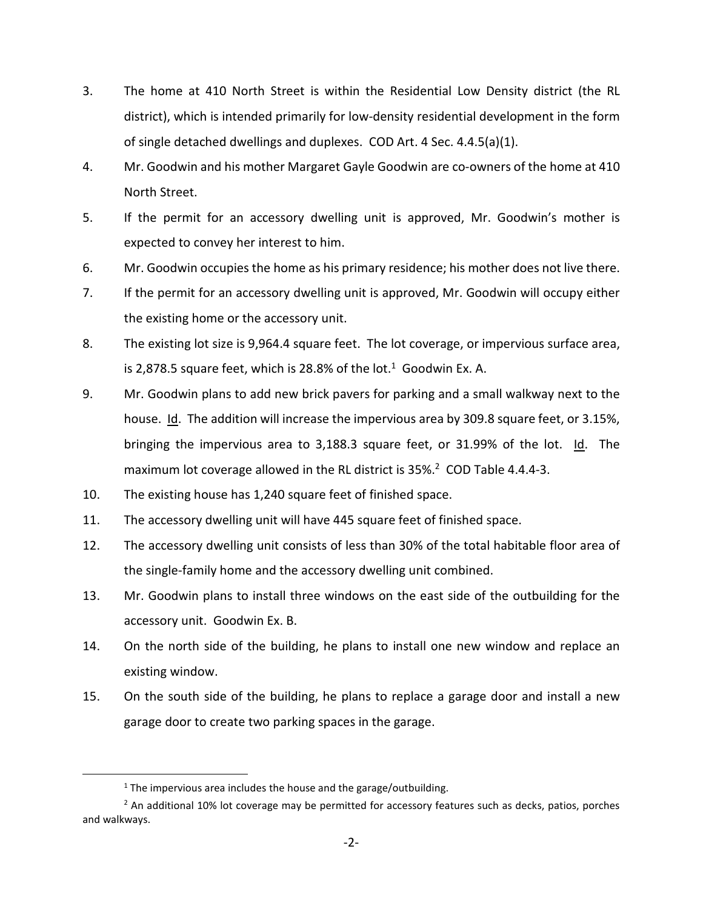3. The home at 410 North Street is within the Residential Low Density district (the RL district), which is intended primarily for low-density residential development in the form of single detached dwellings and duplexes. COD Art. 4 Sec. 4.4.5(a)(1).

4. Mr. Goodwin and his mother Margaret Gayle Goodwin are co-owners of the home at 410 North Street.

5. If the permit for an accessory dwelling unit is approved, Mr. Goodwin's mother is expected to convey her interest to him.

6. Mr. Goodwin occupies the home as his primary residence; his mother does not live there.

7. If the permit for an accessory dwelling unit is approved, Mr. Goodwin will occupy either the existing home or the accessory unit.

8. The existing lot size is 9,964.4 square feet. The lot coverage, or impervious surface area, is 2,878.5 square feet, which is 28.8% of the lot.[1] Goodwin Ex. A.

9. Mr. Goodwin plans to add new brick pavers for parking and a small walkway next to the house. Id. The addition will increase the impervious area by 309.8 square feet, or 3.15%, bringing the impervious area to 3,188.3 square feet, or 31.99% of the lot. Id. The maximum lot coverage allowed in the RL district is 35%.[2] COD Table 4.4.4-3.

10. The existing house has 1,240 square feet of finished space.

11. The accessory dwelling unit will have 445 square feet of finished space.

12. The accessory dwelling unit consists of less than 30% of the total habitable floor area of the single-family home and the accessory dwelling unit combined.

13. Mr. Goodwin plans to install three windows on the east side of the outbuilding for the accessory unit. Goodwin Ex. B.

14. On the north side of the building, he plans to install one new window and replace an existing window.

15. On the south side of the building, he plans to replace a garage door and install a new garage door to create two parking spaces in the garage.

---

[1] The impervious area includes the house and the garage/outbuilding.

[2] An additional 10% lot coverage may be permitted for accessory features such as decks, patios, porches and walkways.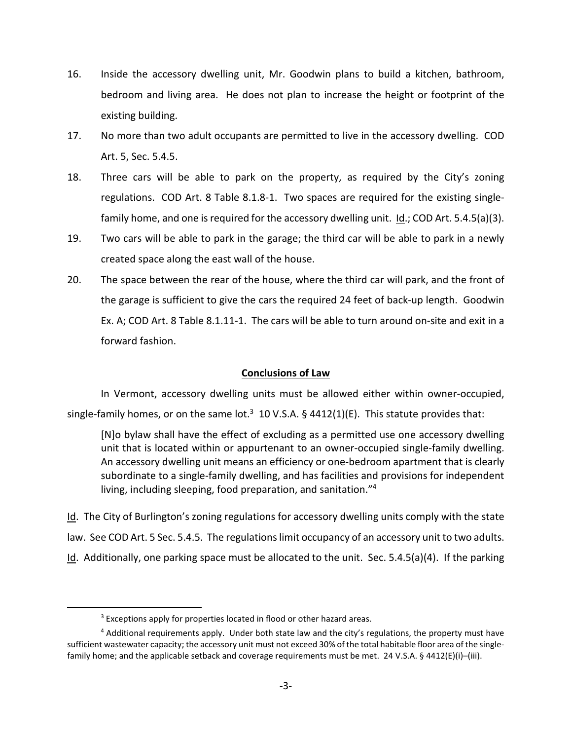16. Inside the accessory dwelling unit, Mr. Goodwin plans to build a kitchen, bathroom, bedroom and living area. He does not plan to increase the height or footprint of the existing building.
17. No more than two adult occupants are permitted to live in the accessory dwelling. COD Art. 5, Sec. 5.4.5.
18. Three cars will be able to park on the property, as required by the City's zoning regulations. COD Art. 8 Table 8.1.8-1. Two spaces are required for the existing single-family home, and one is required for the accessory dwelling unit. Id.; COD Art. 5.4.5(a)(3).
19. Two cars will be able to park in the garage; the third car will be able to park in a newly created space along the east wall of the house.
20. The space between the rear of the house, where the third car will park, and the front of the garage is sufficient to give the cars the required 24 feet of back-up length. Goodwin Ex. A; COD Art. 8 Table 8.1.11-1. The cars will be able to turn around on-site and exit in a forward fashion.

## Conclusions of Law

In Vermont, accessory dwelling units must be allowed either within owner-occupied, single-family homes, or on the same lot.[3] 10 V.S.A. § 4412(1)(E). This statute provides that:

> [N]o bylaw shall have the effect of excluding as a permitted use one accessory dwelling unit that is located within or appurtenant to an owner-occupied single-family dwelling. An accessory dwelling unit means an efficiency or one-bedroom apartment that is clearly subordinate to a single-family dwelling, and has facilities and provisions for independent living, including sleeping, food preparation, and sanitation."[4]

Id. The City of Burlington's zoning regulations for accessory dwelling units comply with the state law. See COD Art. 5 Sec. 5.4.5. The regulations limit occupancy of an accessory unit to two adults. Id. Additionally, one parking space must be allocated to the unit. Sec. 5.4.5(a)(4). If the parking

---

[3] Exceptions apply for properties located in flood or other hazard areas.

[4] Additional requirements apply. Under both state law and the city's regulations, the property must have sufficient wastewater capacity; the accessory unit must not exceed 30% of the total habitable floor area of the single-family home; and the applicable setback and coverage requirements must be met. 24 V.S.A. § 4412(E)(i)–(iii).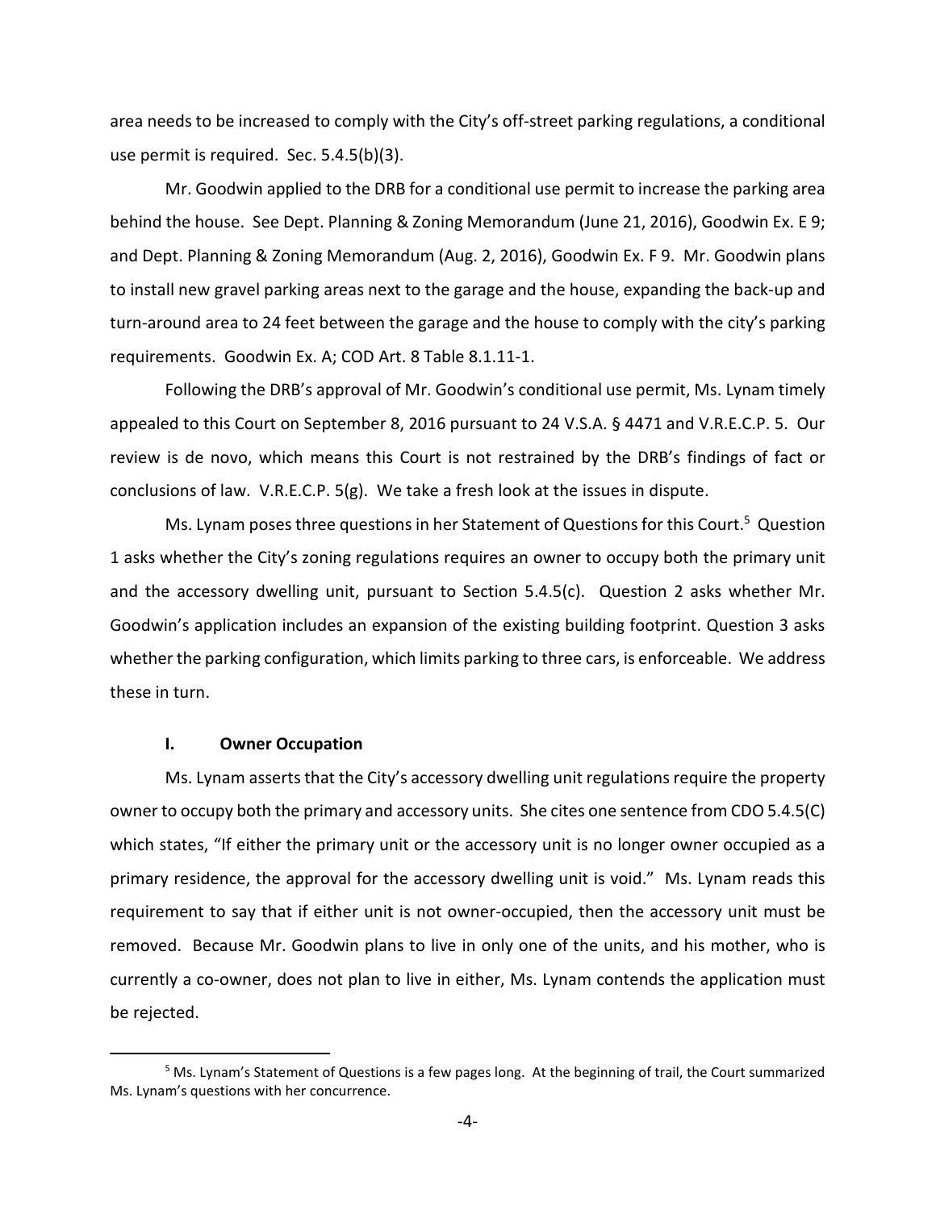area needs to be increased to comply with the City's off-street parking regulations, a conditional use permit is required. Sec. 5.4.5(b)(3).

Mr. Goodwin applied to the DRB for a conditional use permit to increase the parking area behind the house. See Dept. Planning & Zoning Memorandum (June 21, 2016), Goodwin Ex. E 9; and Dept. Planning & Zoning Memorandum (Aug. 2, 2016), Goodwin Ex. F 9. Mr. Goodwin plans to install new gravel parking areas next to the garage and the house, expanding the back-up and turn-around area to 24 feet between the garage and the house to comply with the city's parking requirements. Goodwin Ex. A; COD Art. 8 Table 8.1.11-1.

Following the DRB's approval of Mr. Goodwin's conditional use permit, Ms. Lynam timely appealed to this Court on September 8, 2016 pursuant to 24 V.S.A. § 4471 and V.R.E.C.P. 5. Our review is de novo, which means this Court is not restrained by the DRB's findings of fact or conclusions of law. V.R.E.C.P. 5(g). We take a fresh look at the issues in dispute.

Ms. Lynam poses three questions in her Statement of Questions for this Court.[5] Question 1 asks whether the City's zoning regulations requires an owner to occupy both the primary unit and the accessory dwelling unit, pursuant to Section 5.4.5(c). Question 2 asks whether Mr. Goodwin's application includes an expansion of the existing building footprint. Question 3 asks whether the parking configuration, which limits parking to three cars, is enforceable. We address these in turn.

## I. Owner Occupation

Ms. Lynam asserts that the City's accessory dwelling unit regulations require the property owner to occupy both the primary and accessory units. She cites one sentence from CDO 5.4.5(C) which states, "If either the primary unit or the accessory unit is no longer owner occupied as a primary residence, the approval for the accessory dwelling unit is void." Ms. Lynam reads this requirement to say that if either unit is not owner-occupied, then the accessory unit must be removed. Because Mr. Goodwin plans to live in only one of the units, and his mother, who is currently a co-owner, does not plan to live in either, Ms. Lynam contends the application must be rejected.

[5] Ms. Lynam's Statement of Questions is a few pages long. At the beginning of trail, the Court summarized Ms. Lynam's questions with her concurrence.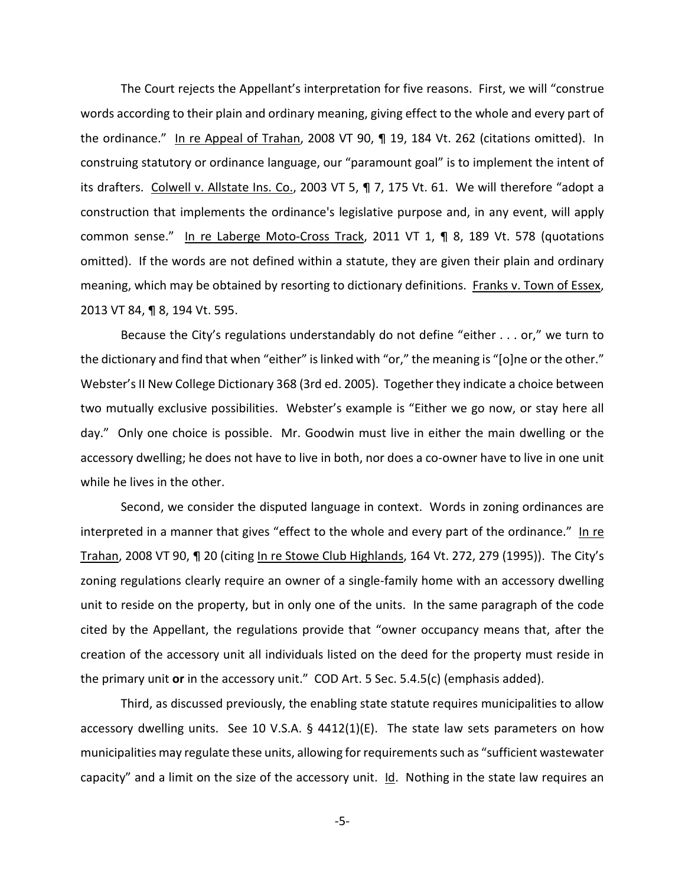The Court rejects the Appellant's interpretation for five reasons. First, we will "construe words according to their plain and ordinary meaning, giving effect to the whole and every part of the ordinance." In re Appeal of Trahan, 2008 VT 90, ¶ 19, 184 Vt. 262 (citations omitted). In construing statutory or ordinance language, our "paramount goal" is to implement the intent of its drafters. Colwell v. Allstate Ins. Co., 2003 VT 5, ¶ 7, 175 Vt. 61. We will therefore "adopt a construction that implements the ordinance's legislative purpose and, in any event, will apply common sense." In re Laberge Moto-Cross Track, 2011 VT 1, ¶ 8, 189 Vt. 578 (quotations omitted). If the words are not defined within a statute, they are given their plain and ordinary meaning, which may be obtained by resorting to dictionary definitions. Franks v. Town of Essex, 2013 VT 84, ¶ 8, 194 Vt. 595.

Because the City's regulations understandably do not define "either . . . or," we turn to the dictionary and find that when "either" is linked with "or," the meaning is "[o]ne or the other." Webster's II New College Dictionary 368 (3rd ed. 2005). Together they indicate a choice between two mutually exclusive possibilities. Webster's example is "Either we go now, or stay here all day." Only one choice is possible. Mr. Goodwin must live in either the main dwelling or the accessory dwelling; he does not have to live in both, nor does a co-owner have to live in one unit while he lives in the other.

Second, we consider the disputed language in context. Words in zoning ordinances are interpreted in a manner that gives "effect to the whole and every part of the ordinance." In re Trahan, 2008 VT 90, ¶ 20 (citing In re Stowe Club Highlands, 164 Vt. 272, 279 (1995)). The City's zoning regulations clearly require an owner of a single-family home with an accessory dwelling unit to reside on the property, but in only one of the units. In the same paragraph of the code cited by the Appellant, the regulations provide that "owner occupancy means that, after the creation of the accessory unit all individuals listed on the deed for the property must reside in the primary unit **or** in the accessory unit." COD Art. 5 Sec. 5.4.5(c) (emphasis added).

Third, as discussed previously, the enabling state statute requires municipalities to allow accessory dwelling units. See 10 V.S.A. § 4412(1)(E). The state law sets parameters on how municipalities may regulate these units, allowing for requirements such as "sufficient wastewater capacity" and a limit on the size of the accessory unit. Id. Nothing in the state law requires an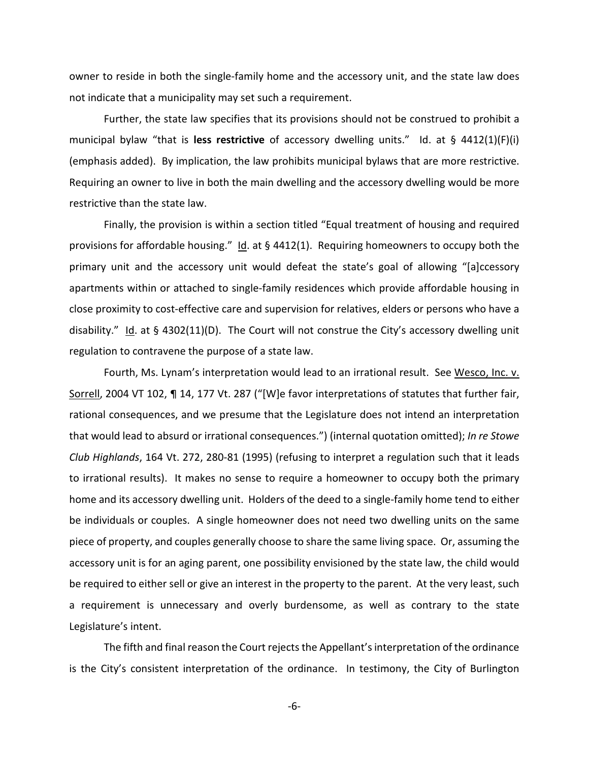owner to reside in both the single-family home and the accessory unit, and the state law does not indicate that a municipality may set such a requirement.

Further, the state law specifies that its provisions should not be construed to prohibit a municipal bylaw "that is **less restrictive** of accessory dwelling units." Id. at § 4412(1)(F)(i) (emphasis added). By implication, the law prohibits municipal bylaws that are more restrictive. Requiring an owner to live in both the main dwelling and the accessory dwelling would be more restrictive than the state law.

Finally, the provision is within a section titled "Equal treatment of housing and required provisions for affordable housing." Id. at § 4412(1). Requiring homeowners to occupy both the primary unit and the accessory unit would defeat the state's goal of allowing "[a]ccessory apartments within or attached to single-family residences which provide affordable housing in close proximity to cost-effective care and supervision for relatives, elders or persons who have a disability." Id. at § 4302(11)(D). The Court will not construe the City's accessory dwelling unit regulation to contravene the purpose of a state law.

Fourth, Ms. Lynam's interpretation would lead to an irrational result. See Wesco, Inc. v. Sorrell, 2004 VT 102, ¶ 14, 177 Vt. 287 ("[W]e favor interpretations of statutes that further fair, rational consequences, and we presume that the Legislature does not intend an interpretation that would lead to absurd or irrational consequences.") (internal quotation omitted); *In re Stowe Club Highlands*, 164 Vt. 272, 280-81 (1995) (refusing to interpret a regulation such that it leads to irrational results). It makes no sense to require a homeowner to occupy both the primary home and its accessory dwelling unit. Holders of the deed to a single-family home tend to either be individuals or couples. A single homeowner does not need two dwelling units on the same piece of property, and couples generally choose to share the same living space. Or, assuming the accessory unit is for an aging parent, one possibility envisioned by the state law, the child would be required to either sell or give an interest in the property to the parent. At the very least, such a requirement is unnecessary and overly burdensome, as well as contrary to the state Legislature's intent.

The fifth and final reason the Court rejects the Appellant's interpretation of the ordinance is the City's consistent interpretation of the ordinance. In testimony, the City of Burlington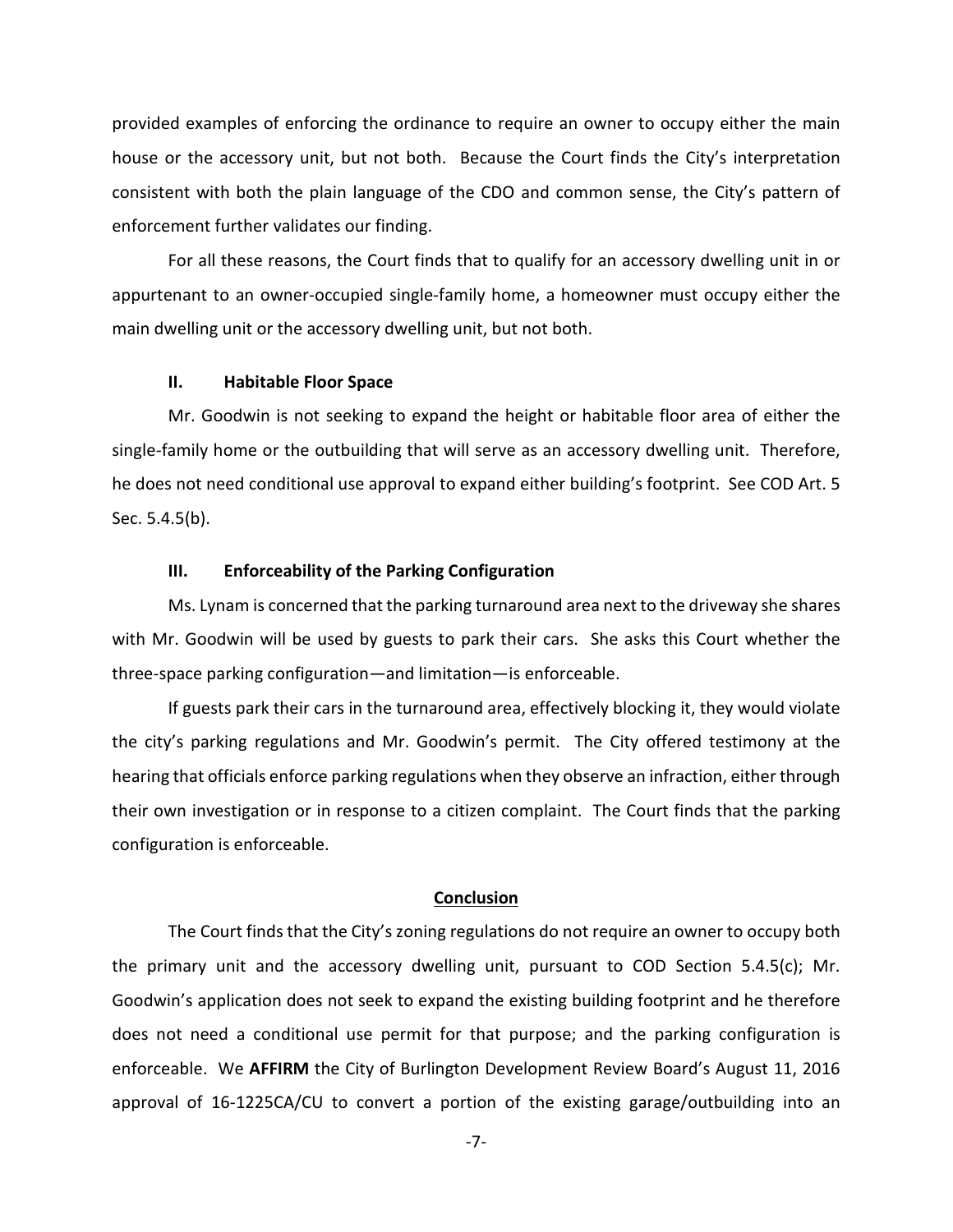provided examples of enforcing the ordinance to require an owner to occupy either the main house or the accessory unit, but not both. Because the Court finds the City's interpretation consistent with both the plain language of the CDO and common sense, the City's pattern of enforcement further validates our finding.

For all these reasons, the Court finds that to qualify for an accessory dwelling unit in or appurtenant to an owner-occupied single-family home, a homeowner must occupy either the main dwelling unit or the accessory dwelling unit, but not both.

### II. Habitable Floor Space

Mr. Goodwin is not seeking to expand the height or habitable floor area of either the single-family home or the outbuilding that will serve as an accessory dwelling unit. Therefore, he does not need conditional use approval to expand either building's footprint. See COD Art. 5 Sec. 5.4.5(b).

### III. Enforceability of the Parking Configuration

Ms. Lynam is concerned that the parking turnaround area next to the driveway she shares with Mr. Goodwin will be used by guests to park their cars. She asks this Court whether the three-space parking configuration—and limitation—is enforceable.

If guests park their cars in the turnaround area, effectively blocking it, they would violate the city's parking regulations and Mr. Goodwin's permit. The City offered testimony at the hearing that officials enforce parking regulations when they observe an infraction, either through their own investigation or in response to a citizen complaint. The Court finds that the parking configuration is enforceable.

## Conclusion

The Court finds that the City's zoning regulations do not require an owner to occupy both the primary unit and the accessory dwelling unit, pursuant to COD Section 5.4.5(c); Mr. Goodwin's application does not seek to expand the existing building footprint and he therefore does not need a conditional use permit for that purpose; and the parking configuration is enforceable. We **AFFIRM** the City of Burlington Development Review Board's August 11, 2016 approval of 16-1225CA/CU to convert a portion of the existing garage/outbuilding into an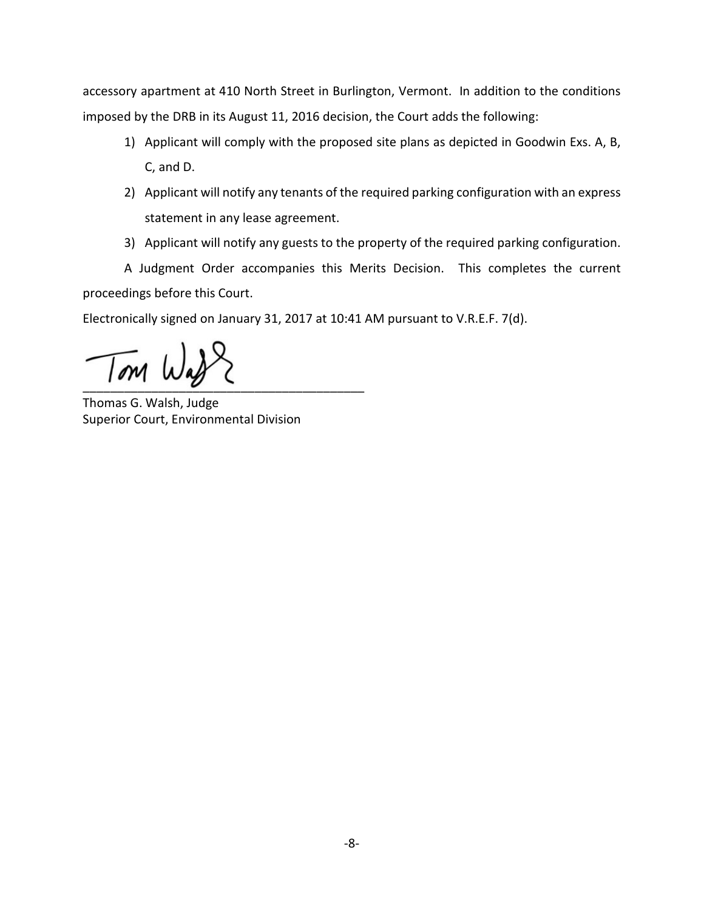accessory apartment at 410 North Street in Burlington, Vermont. In addition to the conditions imposed by the DRB in its August 11, 2016 decision, the Court adds the following:

1) Applicant will comply with the proposed site plans as depicted in Goodwin Exs. A, B, C, and D.
2) Applicant will notify any tenants of the required parking configuration with an express statement in any lease agreement.
3) Applicant will notify any guests to the property of the required parking configuration.

A Judgment Order accompanies this Merits Decision. This completes the current proceedings before this Court.

Electronically signed on January 31, 2017 at 10:41 AM pursuant to V.R.E.F. 7(d).

_________________________________________

Thomas G. Walsh, Judge
Superior Court, Environmental Division